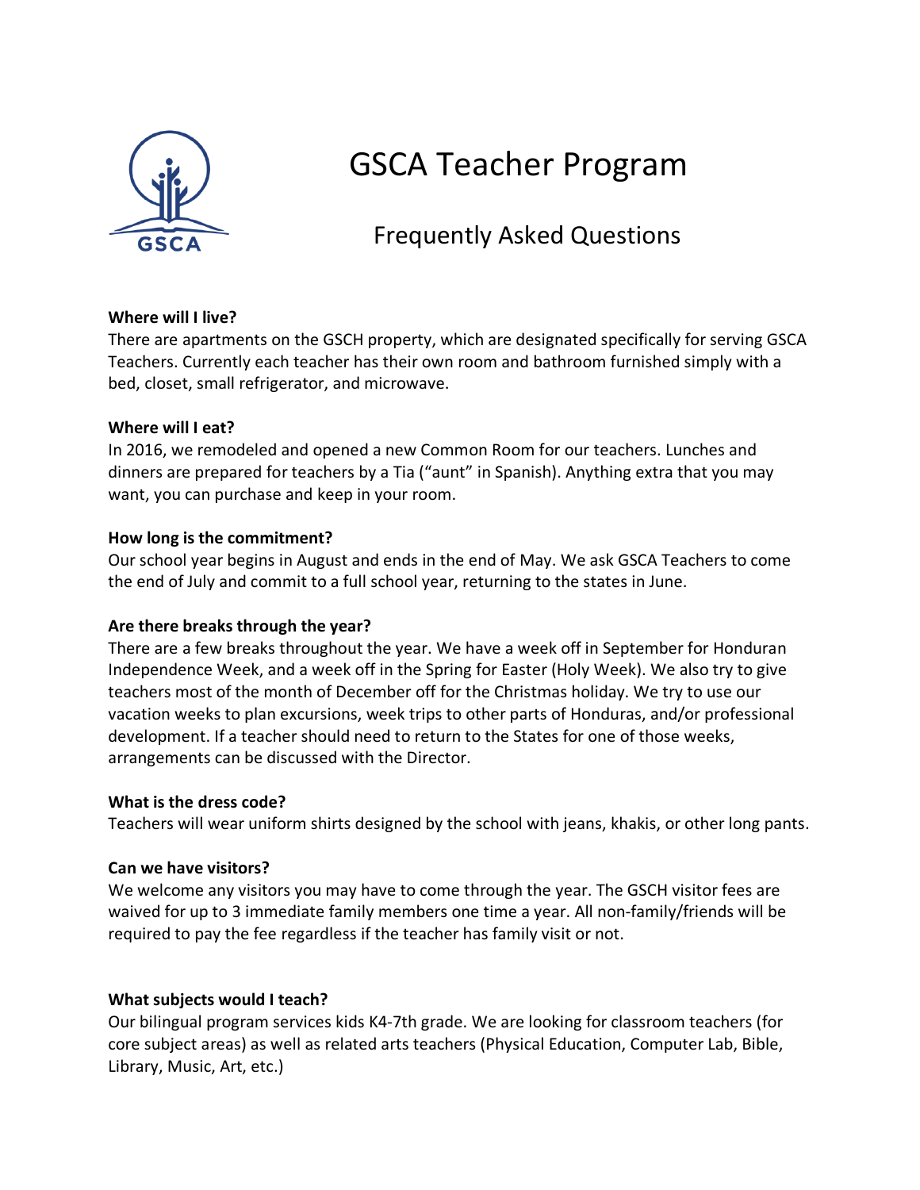# GSCA Teacher Program

## Frequently Asked Questions

**Where will I live?**
There are apartments on the GSCH property, which are designated specifically for serving GSCA Teachers. Currently each teacher has their own room and bathroom furnished simply with a bed, closet, small refrigerator, and microwave.

**Where will I eat?**
In 2016, we remodeled and opened a new Common Room for our teachers. Lunches and dinners are prepared for teachers by a Tia ("aunt" in Spanish). Anything extra that you may want, you can purchase and keep in your room.

**How long is the commitment?**
Our school year begins in August and ends in the end of May. We ask GSCA Teachers to come the end of July and commit to a full school year, returning to the states in June.

**Are there breaks through the year?**
There are a few breaks throughout the year. We have a week off in September for Honduran Independence Week, and a week off in the Spring for Easter (Holy Week). We also try to give teachers most of the month of December off for the Christmas holiday. We try to use our vacation weeks to plan excursions, week trips to other parts of Honduras, and/or professional development. If a teacher should need to return to the States for one of those weeks, arrangements can be discussed with the Director.

**What is the dress code?**
Teachers will wear uniform shirts designed by the school with jeans, khakis, or other long pants.

**Can we have visitors?**
We welcome any visitors you may have to come through the year. The GSCH visitor fees are waived for up to 3 immediate family members one time a year. All non-family/friends will be required to pay the fee regardless if the teacher has family visit or not.

**What subjects would I teach?**
Our bilingual program services kids K4-7th grade. We are looking for classroom teachers (for core subject areas) as well as related arts teachers (Physical Education, Computer Lab, Bible, Library, Music, Art, etc.)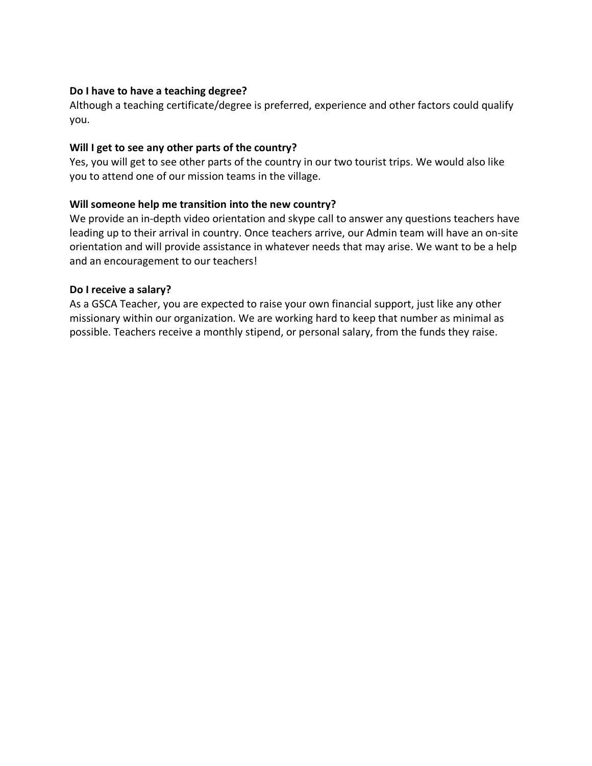**Do I have to have a teaching degree?**
Although a teaching certificate/degree is preferred, experience and other factors could qualify you.

**Will I get to see any other parts of the country?**
Yes, you will get to see other parts of the country in our two tourist trips. We would also like you to attend one of our mission teams in the village.

**Will someone help me transition into the new country?**
We provide an in-depth video orientation and skype call to answer any questions teachers have leading up to their arrival in country. Once teachers arrive, our Admin team will have an on-site orientation and will provide assistance in whatever needs that may arise. We want to be a help and an encouragement to our teachers!

**Do I receive a salary?**
As a GSCA Teacher, you are expected to raise your own financial support, just like any other missionary within our organization. We are working hard to keep that number as minimal as possible. Teachers receive a monthly stipend, or personal salary, from the funds they raise.